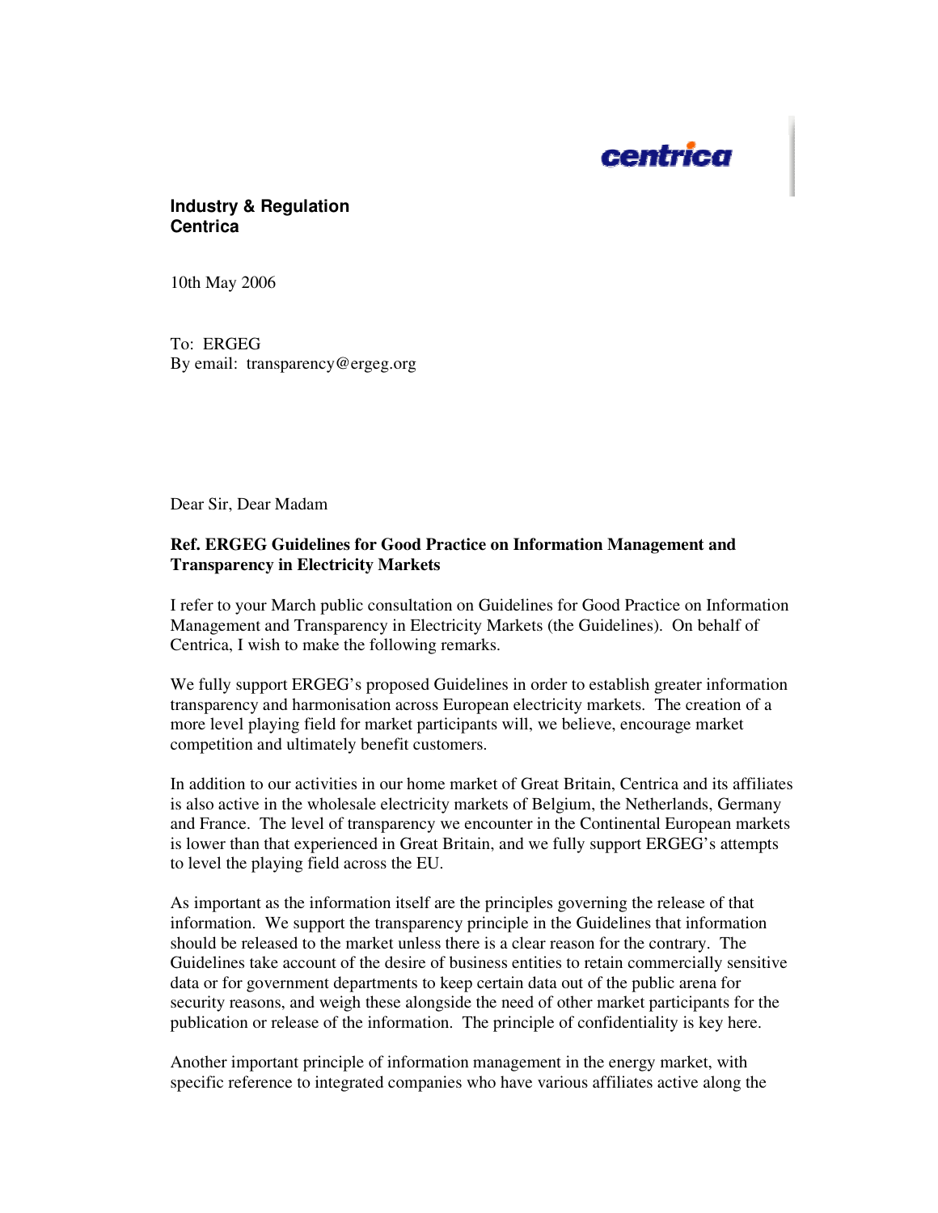centrica

**Industry & Regulation**
**Centrica**

10th May 2006

To: ERGEG
By email: transparency@ergeg.org

Dear Sir, Dear Madam

**Ref. ERGEG Guidelines for Good Practice on Information Management and Transparency in Electricity Markets**

I refer to your March public consultation on Guidelines for Good Practice on Information Management and Transparency in Electricity Markets (the Guidelines). On behalf of Centrica, I wish to make the following remarks.

We fully support ERGEG's proposed Guidelines in order to establish greater information transparency and harmonisation across European electricity markets. The creation of a more level playing field for market participants will, we believe, encourage market competition and ultimately benefit customers.

In addition to our activities in our home market of Great Britain, Centrica and its affiliates is also active in the wholesale electricity markets of Belgium, the Netherlands, Germany and France. The level of transparency we encounter in the Continental European markets is lower than that experienced in Great Britain, and we fully support ERGEG's attempts to level the playing field across the EU.

As important as the information itself are the principles governing the release of that information. We support the transparency principle in the Guidelines that information should be released to the market unless there is a clear reason for the contrary. The Guidelines take account of the desire of business entities to retain commercially sensitive data or for government departments to keep certain data out of the public arena for security reasons, and weigh these alongside the need of other market participants for the publication or release of the information. The principle of confidentiality is key here.

Another important principle of information management in the energy market, with specific reference to integrated companies who have various affiliates active along the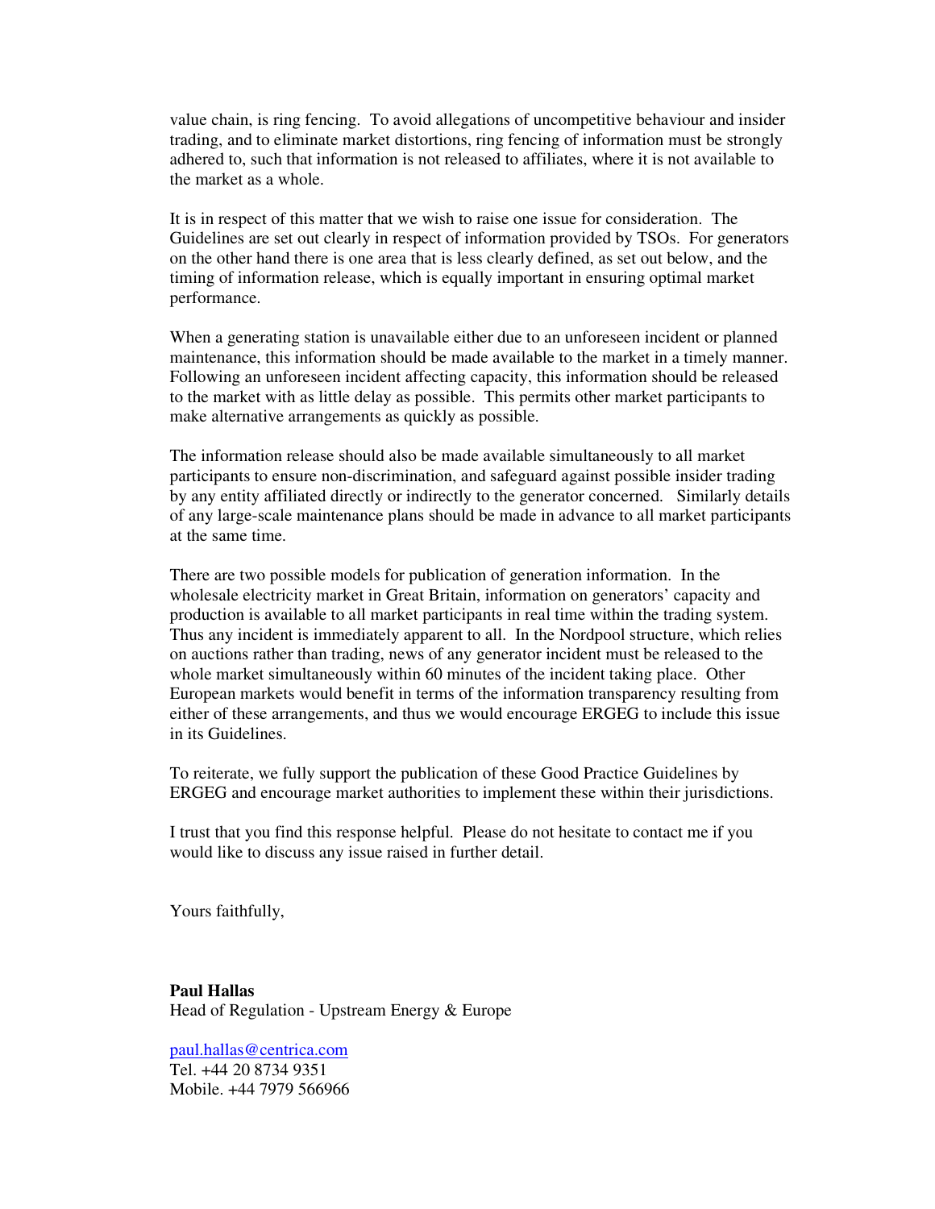value chain, is ring fencing. To avoid allegations of uncompetitive behaviour and insider trading, and to eliminate market distortions, ring fencing of information must be strongly adhered to, such that information is not released to affiliates, where it is not available to the market as a whole.

It is in respect of this matter that we wish to raise one issue for consideration. The Guidelines are set out clearly in respect of information provided by TSOs. For generators on the other hand there is one area that is less clearly defined, as set out below, and the timing of information release, which is equally important in ensuring optimal market performance.

When a generating station is unavailable either due to an unforeseen incident or planned maintenance, this information should be made available to the market in a timely manner. Following an unforeseen incident affecting capacity, this information should be released to the market with as little delay as possible. This permits other market participants to make alternative arrangements as quickly as possible.

The information release should also be made available simultaneously to all market participants to ensure non-discrimination, and safeguard against possible insider trading by any entity affiliated directly or indirectly to the generator concerned. Similarly details of any large-scale maintenance plans should be made in advance to all market participants at the same time.

There are two possible models for publication of generation information. In the wholesale electricity market in Great Britain, information on generators' capacity and production is available to all market participants in real time within the trading system. Thus any incident is immediately apparent to all. In the Nordpool structure, which relies on auctions rather than trading, news of any generator incident must be released to the whole market simultaneously within 60 minutes of the incident taking place. Other European markets would benefit in terms of the information transparency resulting from either of these arrangements, and thus we would encourage ERGEG to include this issue in its Guidelines.

To reiterate, we fully support the publication of these Good Practice Guidelines by ERGEG and encourage market authorities to implement these within their jurisdictions.

I trust that you find this response helpful. Please do not hesitate to contact me if you would like to discuss any issue raised in further detail.

Yours faithfully,

**Paul Hallas**
Head of Regulation - Upstream Energy & Europe

paul.hallas@centrica.com
Tel. +44 20 8734 9351
Mobile. +44 7979 566966